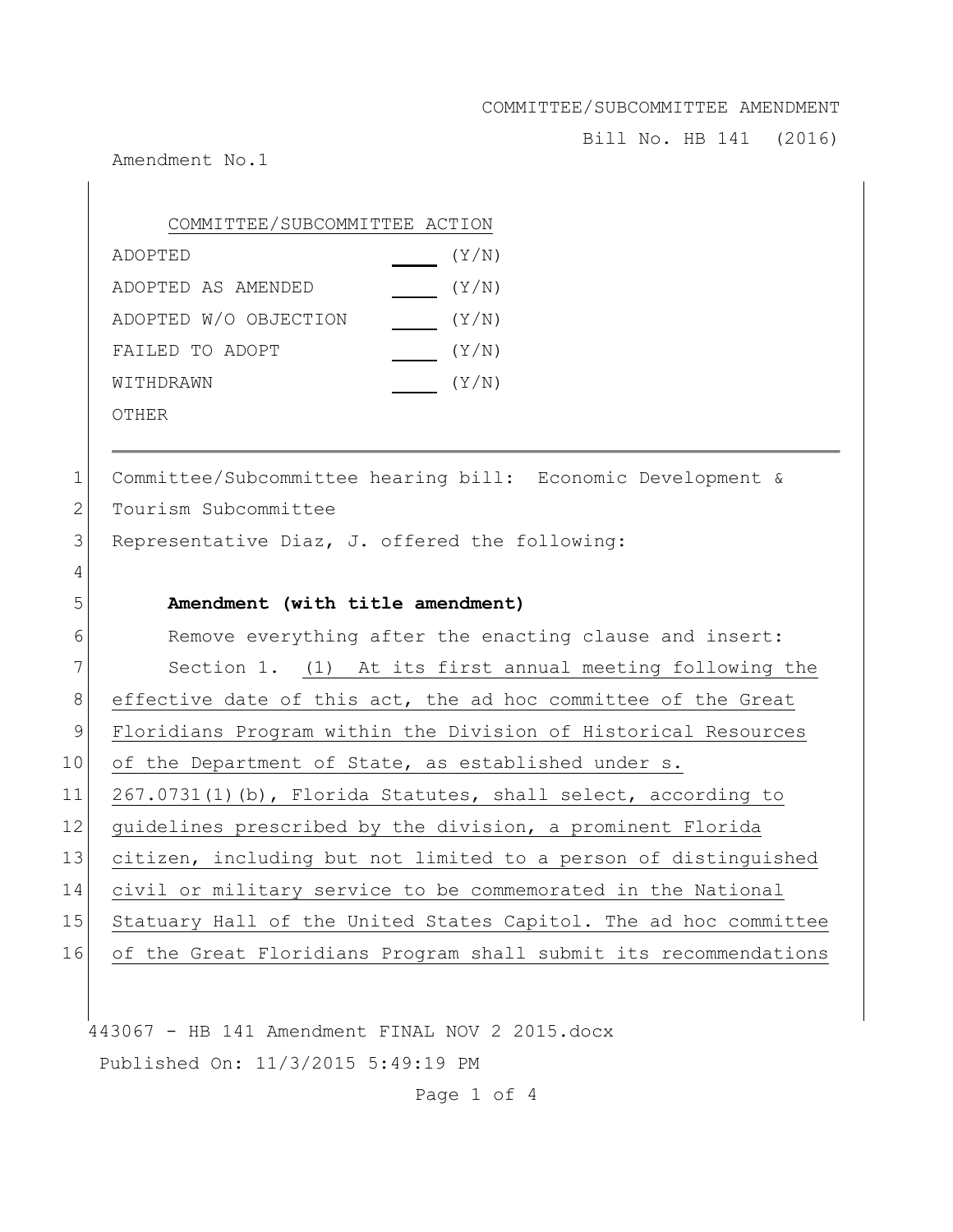COMMITTEE/SUBCOMMITTEE AMENDMENT

Bill No. HB 141 (2016)

Amendment No.1

| COMMITTEE/SUBCOMMITTEE ACTION | | |
|---|---|---|
| ADOPTED | ___ | (Y/N) |
| ADOPTED AS AMENDED | ___ | (Y/N) |
| ADOPTED W/O OBJECTION | ___ | (Y/N) |
| FAILED TO ADOPT | ___ | (Y/N) |
| WITHDRAWN | ___ | (Y/N) |
| OTHER | | |

---

1 Committee/Subcommittee hearing bill: Economic Development &
2 Tourism Subcommittee
3 Representative Diaz, J. offered the following:
4
5 **Amendment (with title amendment)**
6 Remove everything after the enacting clause and insert:
7 Section 1. (1) At its first annual meeting following the
8 effective date of this act, the ad hoc committee of the Great
9 Floridians Program within the Division of Historical Resources
10 of the Department of State, as established under s.
11 267.0731(1)(b), Florida Statutes, shall select, according to
12 guidelines prescribed by the division, a prominent Florida
13 citizen, including but not limited to a person of distinguished
14 civil or military service to be commemorated in the National
15 Statuary Hall of the United States Capitol. The ad hoc committee
16 of the Great Floridians Program shall submit its recommendations

443067 - HB 141 Amendment FINAL NOV 2 2015.docx

Published On: 11/3/2015 5:49:19 PM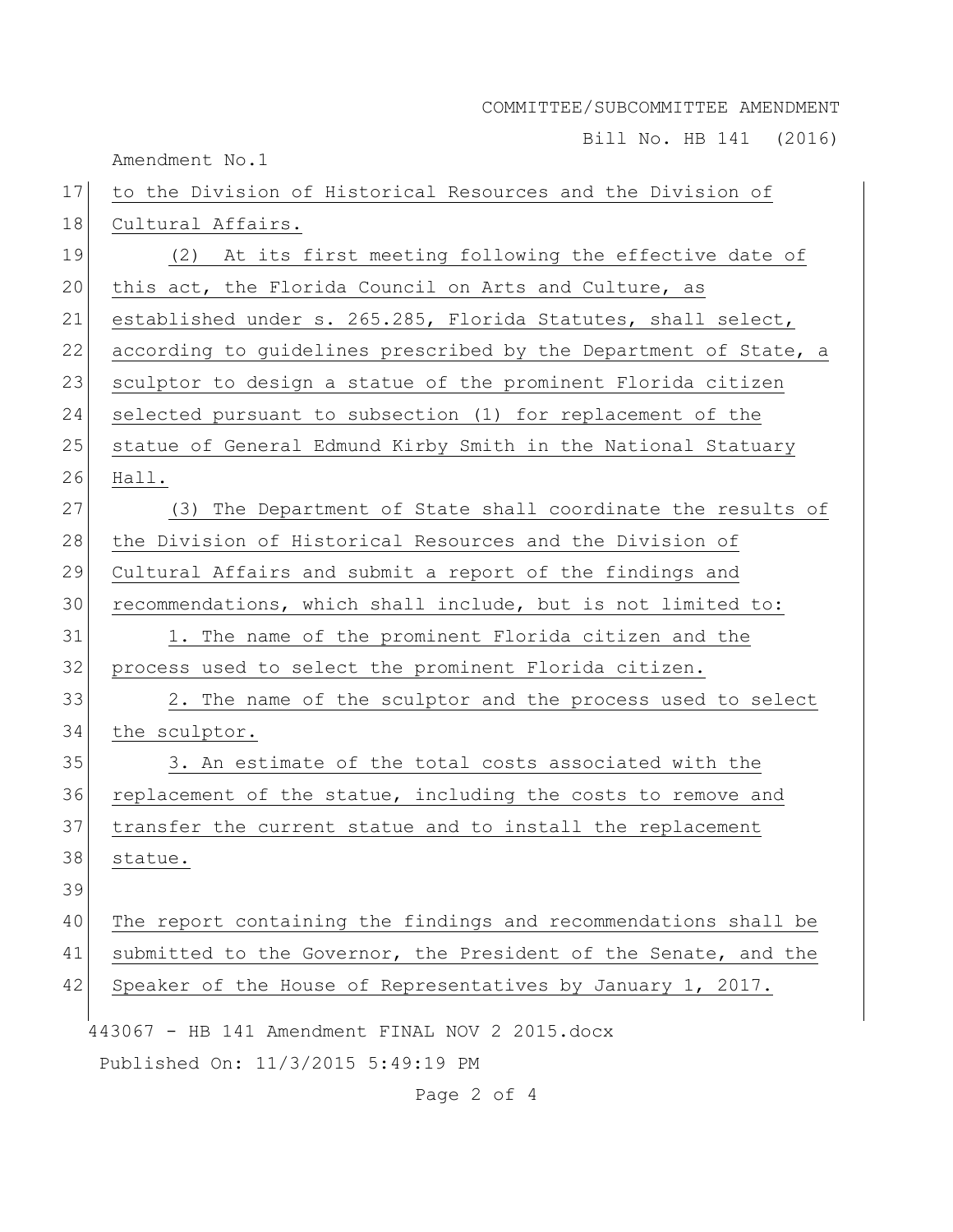to the Division of Historical Resources and the Division of Cultural Affairs.

(2) At its first meeting following the effective date of this act, the Florida Council on Arts and Culture, as established under s. 265.285, Florida Statutes, shall select, according to guidelines prescribed by the Department of State, a sculptor to design a statue of the prominent Florida citizen selected pursuant to subsection (1) for replacement of the statue of General Edmund Kirby Smith in the National Statuary Hall.

(3) The Department of State shall coordinate the results of the Division of Historical Resources and the Division of Cultural Affairs and submit a report of the findings and recommendations, which shall include, but is not limited to:

1. The name of the prominent Florida citizen and the process used to select the prominent Florida citizen.

2. The name of the sculptor and the process used to select the sculptor.

3. An estimate of the total costs associated with the replacement of the statue, including the costs to remove and transfer the current statue and to install the replacement statue.

The report containing the findings and recommendations shall be submitted to the Governor, the President of the Senate, and the Speaker of the House of Representatives by January 1, 2017.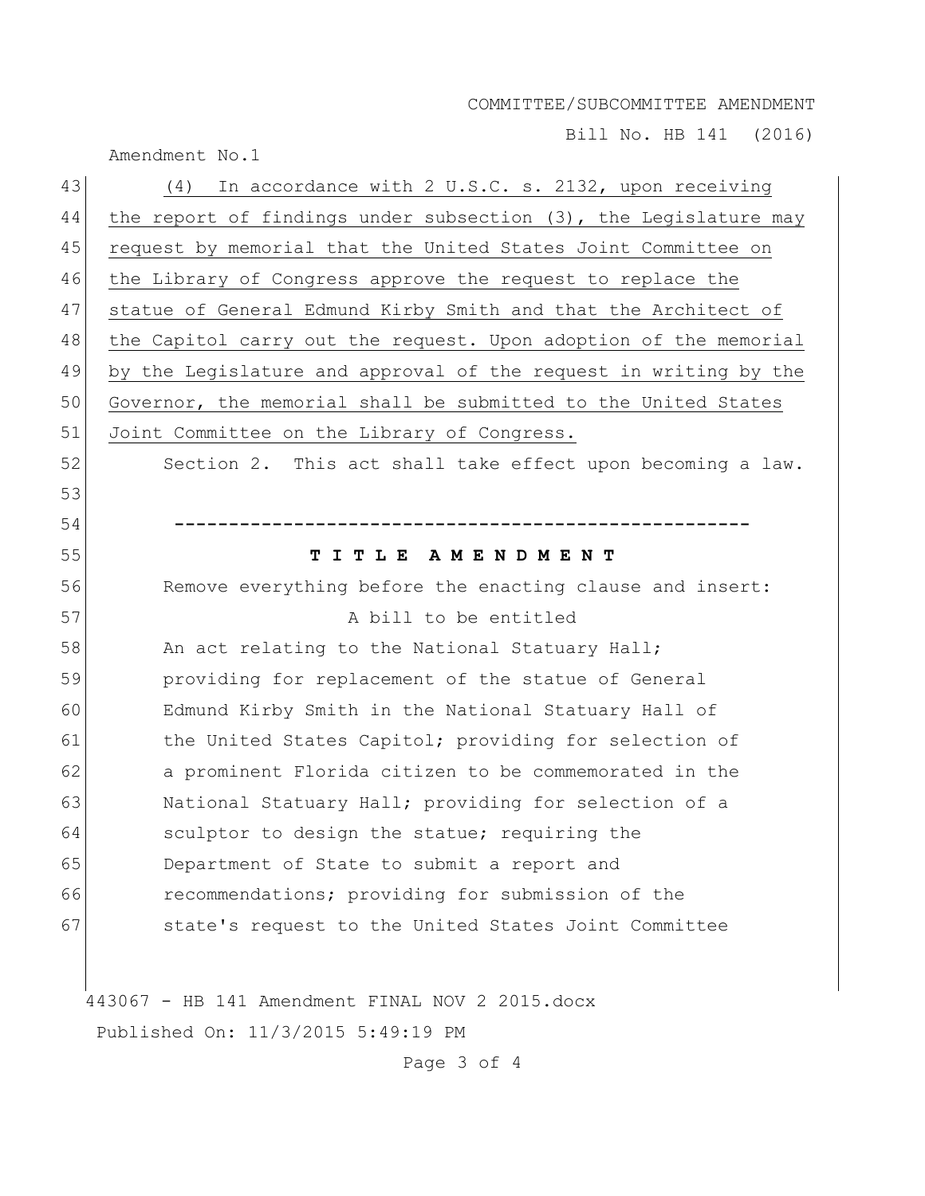(4) In accordance with 2 U.S.C. s. 2132, upon receiving the report of findings under subsection (3), the Legislature may request by memorial that the United States Joint Committee on the Library of Congress approve the request to replace the statue of General Edmund Kirby Smith and that the Architect of the Capitol carry out the request. Upon adoption of the memorial by the Legislature and approval of the request in writing by the Governor, the memorial shall be submitted to the United States Joint Committee on the Library of Congress.

Section 2. This act shall take effect upon becoming a law.

-----------------------------------------------------

**T I T L E A M E N D M E N T**

Remove everything before the enacting clause and insert:

A bill to be entitled

An act relating to the National Statuary Hall; providing for replacement of the statue of General Edmund Kirby Smith in the National Statuary Hall of the United States Capitol; providing for selection of a prominent Florida citizen to be commemorated in the National Statuary Hall; providing for selection of a sculptor to design the statue; requiring the Department of State to submit a report and recommendations; providing for submission of the state's request to the United States Joint Committee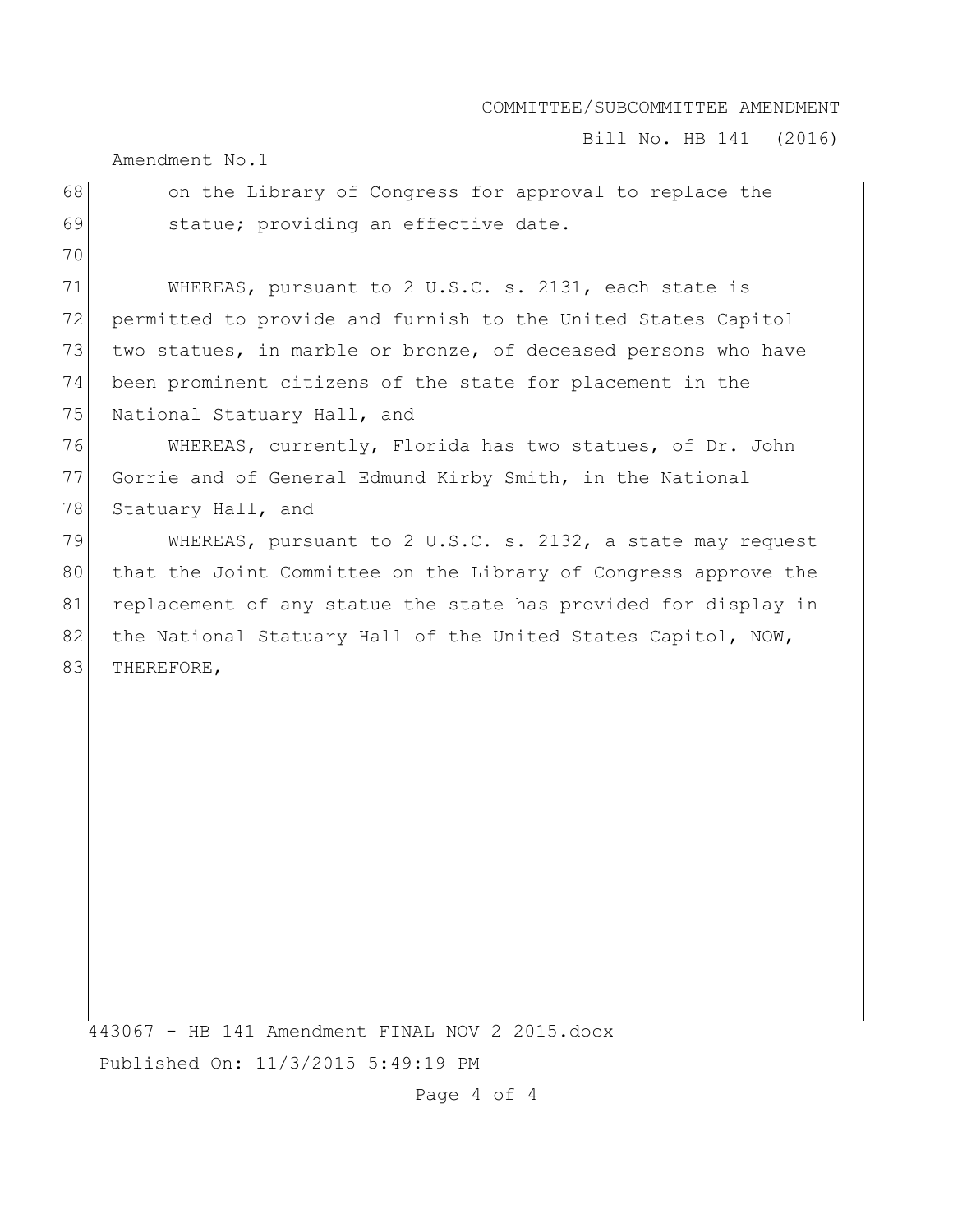on the Library of Congress for approval to replace the statue; providing an effective date.

WHEREAS, pursuant to 2 U.S.C. s. 2131, each state is permitted to provide and furnish to the United States Capitol two statues, in marble or bronze, of deceased persons who have been prominent citizens of the state for placement in the National Statuary Hall, and

WHEREAS, currently, Florida has two statues, of Dr. John Gorrie and of General Edmund Kirby Smith, in the National Statuary Hall, and

WHEREAS, pursuant to 2 U.S.C. s. 2132, a state may request that the Joint Committee on the Library of Congress approve the replacement of any statue the state has provided for display in the National Statuary Hall of the United States Capitol, NOW, THEREFORE,